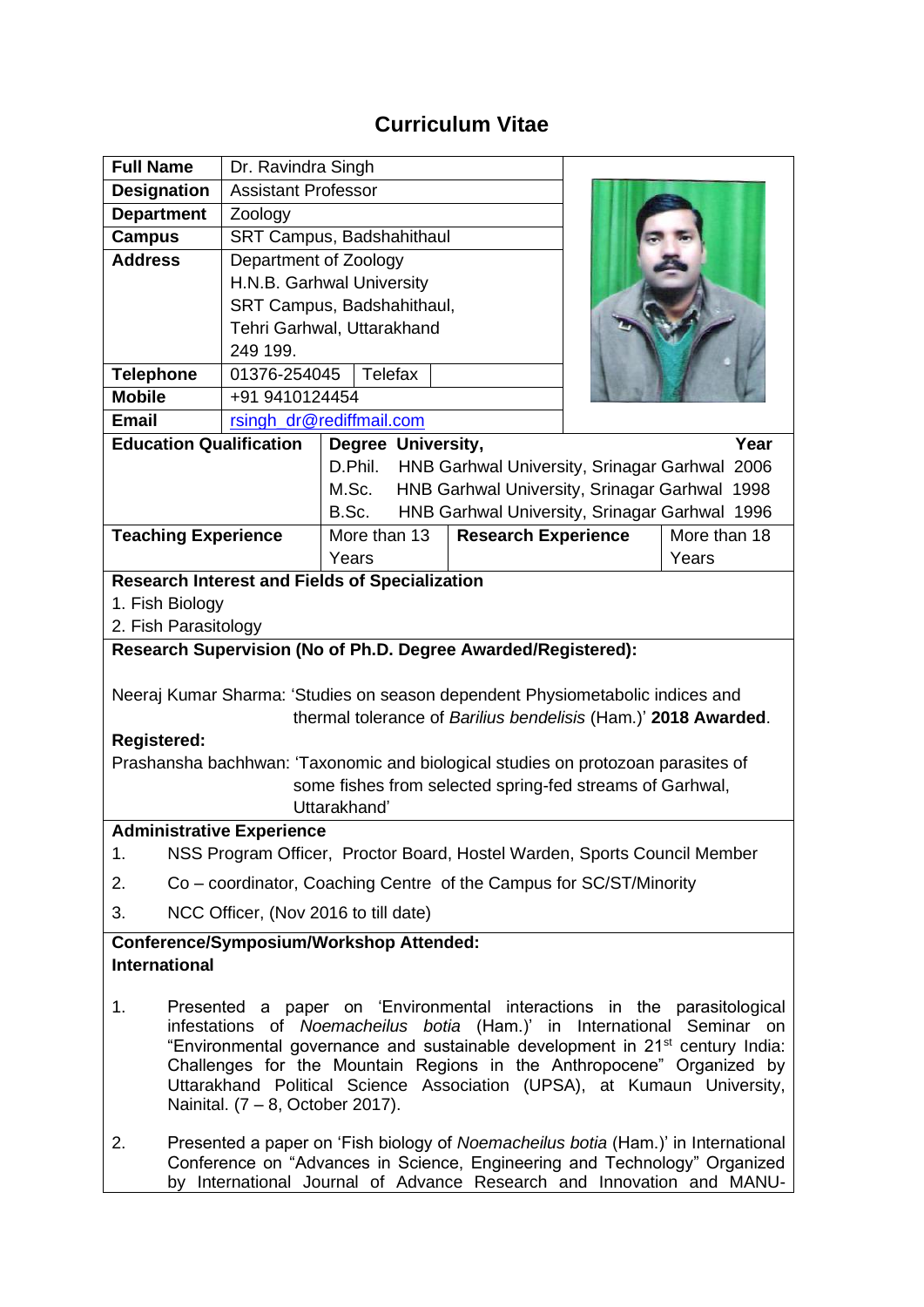# Curriculum Vitae

| | |
|---|---|
| **Full Name** | Dr. Ravindra Singh |
| **Designation** | Assistant Professor |
| **Department** | Zoology |
| **Campus** | SRT Campus, Badshahithaul |
| **Address** | Department of Zoology<br>H.N.B. Garhwal University<br>SRT Campus, Badshahithaul,<br>Tehri Garhwal, Uttarakhand<br>249 199. |
| **Telephone** | 01376-254045 &nbsp; Telefax |
| **Mobile** | +91 9410124454 |
| **Email** | rsingh_dr@rediffmail.com |

| **Education Qualification** | **Degree** | **University,** | **Year** |
|---|---|---|---|
| | D.Phil. | HNB Garhwal University, Srinagar Garhwal | 2006 |
| | M.Sc. | HNB Garhwal University, Srinagar Garhwal | 1998 |
| | B.Sc. | HNB Garhwal University, Srinagar Garhwal | 1996 |

| **Teaching Experience** | More than 13 Years | **Research Experience** | More than 18 Years |
|---|---|---|---|

**Research Interest and Fields of Specialization**

1. Fish Biology
2. Fish Parasitology

**Research Supervision (No of Ph.D. Degree Awarded/Registered):**

Neeraj Kumar Sharma: 'Studies on season dependent Physiometabolic indices and thermal tolerance of *Barilius bendelisis* (Ham.)' **2018 Awarded**.

**Registered:**

Prashansha bachhwan: 'Taxonomic and biological studies on protozoan parasites of some fishes from selected spring-fed streams of Garhwal, Uttarakhand'

**Administrative Experience**

1. NSS Program Officer, Proctor Board, Hostel Warden, Sports Council Member
2. Co – coordinator, Coaching Centre of the Campus for SC/ST/Minority
3. NCC Officer, (Nov 2016 to till date)

**Conference/Symposium/Workshop Attended:**

**International**

1. Presented a paper on 'Environmental interactions in the parasitological infestations of *Noemacheilus botia* (Ham.)' in International Seminar on "Environmental governance and sustainable development in 21st century India: Challenges for the Mountain Regions in the Anthropocene" Organized by Uttarakhand Political Science Association (UPSA), at Kumaun University, Nainital. (7 – 8, October 2017).

2. Presented a paper on 'Fish biology of *Noemacheilus botia* (Ham.)' in International Conference on "Advances in Science, Engineering and Technology" Organized by International Journal of Advance Research and Innovation and MANU-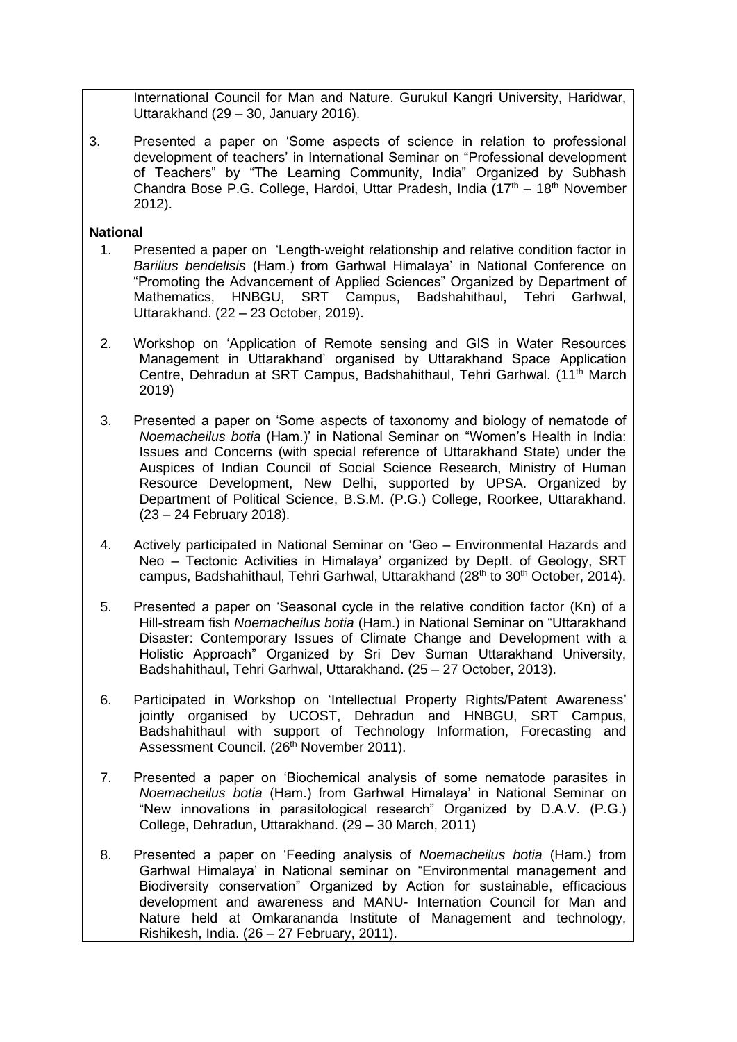International Council for Man and Nature. Gurukul Kangri University, Haridwar, Uttarakhand (29 – 30, January 2016).

3. Presented a paper on 'Some aspects of science in relation to professional development of teachers' in International Seminar on "Professional development of Teachers" by "The Learning Community, India" Organized by Subhash Chandra Bose P.G. College, Hardoi, Uttar Pradesh, India ($17^{th}$ – $18^{th}$ November 2012).

**National**

1. Presented a paper on 'Length-weight relationship and relative condition factor in *Barilius bendelisis* (Ham.) from Garhwal Himalaya' in National Conference on "Promoting the Advancement of Applied Sciences" Organized by Department of Mathematics, HNBGU, SRT Campus, Badshahithaul, Tehri Garhwal, Uttarakhand. (22 – 23 October, 2019).

2. Workshop on 'Application of Remote sensing and GIS in Water Resources Management in Uttarakhand' organised by Uttarakhand Space Application Centre, Dehradun at SRT Campus, Badshahithaul, Tehri Garhwal. ($11^{th}$ March 2019)

3. Presented a paper on 'Some aspects of taxonomy and biology of nematode of *Noemacheilus botia* (Ham.)' in National Seminar on "Women's Health in India: Issues and Concerns (with special reference of Uttarakhand State) under the Auspices of Indian Council of Social Science Research, Ministry of Human Resource Development, New Delhi, supported by UPSA. Organized by Department of Political Science, B.S.M. (P.G.) College, Roorkee, Uttarakhand. (23 – 24 February 2018).

4. Actively participated in National Seminar on 'Geo – Environmental Hazards and Neo – Tectonic Activities in Himalaya' organized by Deptt. of Geology, SRT campus, Badshahithaul, Tehri Garhwal, Uttarakhand ($28^{th}$ to $30^{th}$ October, 2014).

5. Presented a paper on 'Seasonal cycle in the relative condition factor (Kn) of a Hill-stream fish *Noemacheilus botia* (Ham.) in National Seminar on "Uttarakhand Disaster: Contemporary Issues of Climate Change and Development with a Holistic Approach" Organized by Sri Dev Suman Uttarakhand University, Badshahithaul, Tehri Garhwal, Uttarakhand. (25 – 27 October, 2013).

6. Participated in Workshop on 'Intellectual Property Rights/Patent Awareness' jointly organised by UCOST, Dehradun and HNBGU, SRT Campus, Badshahithaul with support of Technology Information, Forecasting and Assessment Council. ($26^{th}$ November 2011).

7. Presented a paper on 'Biochemical analysis of some nematode parasites in *Noemacheilus botia* (Ham.) from Garhwal Himalaya' in National Seminar on "New innovations in parasitological research" Organized by D.A.V. (P.G.) College, Dehradun, Uttarakhand. (29 – 30 March, 2011)

8. Presented a paper on 'Feeding analysis of *Noemacheilus botia* (Ham.) from Garhwal Himalaya' in National seminar on "Environmental management and Biodiversity conservation" Organized by Action for sustainable, efficacious development and awareness and MANU- Internation Council for Man and Nature held at Omkarananda Institute of Management and technology, Rishikesh, India. (26 – 27 February, 2011).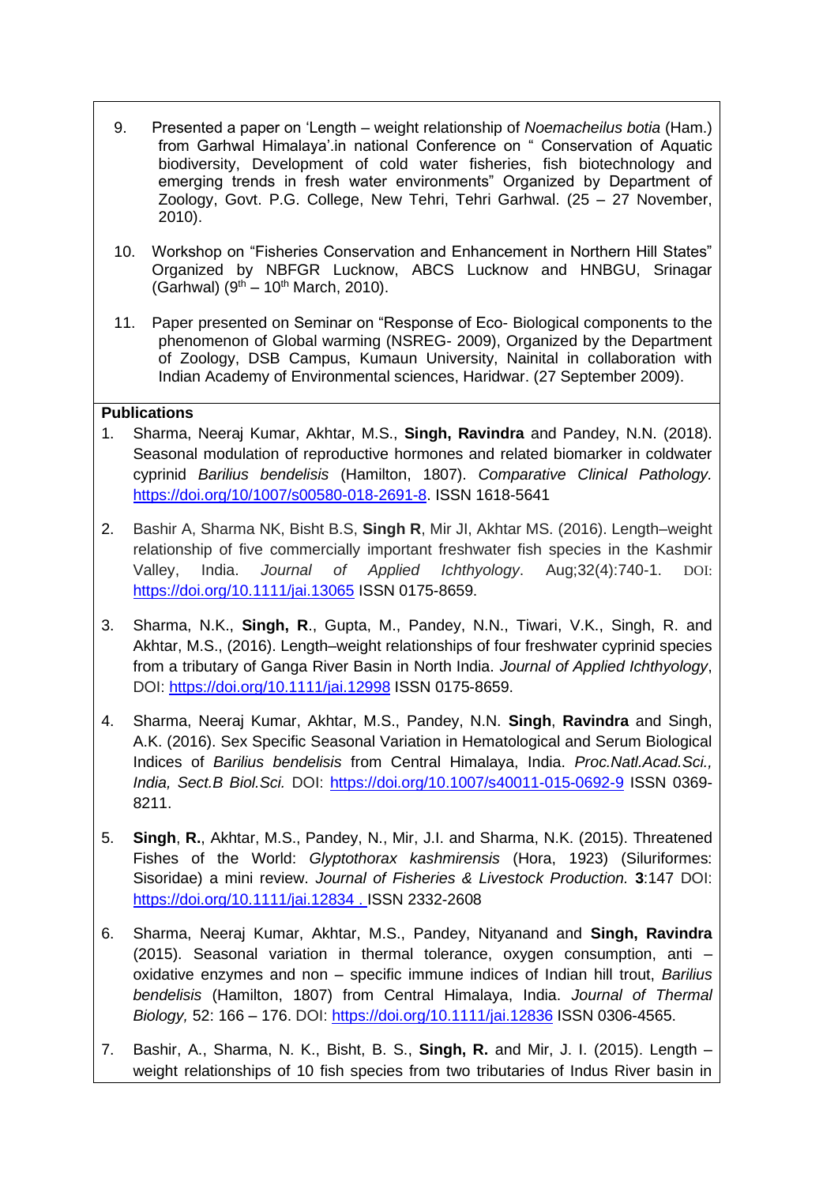9. Presented a paper on 'Length – weight relationship of *Noemacheilus botia* (Ham.) from Garhwal Himalaya'.in national Conference on " Conservation of Aquatic biodiversity, Development of cold water fisheries, fish biotechnology and emerging trends in fresh water environments" Organized by Department of Zoology, Govt. P.G. College, New Tehri, Tehri Garhwal. (25 – 27 November, 2010).

10. Workshop on "Fisheries Conservation and Enhancement in Northern Hill States" Organized by NBFGR Lucknow, ABCS Lucknow and HNBGU, Srinagar (Garhwal) (9th – 10th March, 2010).

11. Paper presented on Seminar on "Response of Eco- Biological components to the phenomenon of Global warming (NSREG- 2009), Organized by the Department of Zoology, DSB Campus, Kumaun University, Nainital in collaboration with Indian Academy of Environmental sciences, Haridwar. (27 September 2009).

**Publications**

1. Sharma, Neeraj Kumar, Akhtar, M.S., **Singh, Ravindra** and Pandey, N.N. (2018). Seasonal modulation of reproductive hormones and related biomarker in coldwater cyprinid *Barilius bendelisis* (Hamilton, 1807). *Comparative Clinical Pathology.* https://doi.org/10/1007/s00580-018-2691-8. ISSN 1618-5641

2. Bashir A, Sharma NK, Bisht B.S, **Singh R**, Mir JI, Akhtar MS. (2016). Length–weight relationship of five commercially important freshwater fish species in the Kashmir Valley, India. *Journal of Applied Ichthyology*. Aug;32(4):740-1. DOI: https://doi.org/10.1111/jai.13065 ISSN 0175-8659.

3. Sharma, N.K., **Singh, R**., Gupta, M., Pandey, N.N., Tiwari, V.K., Singh, R. and Akhtar, M.S., (2016). Length–weight relationships of four freshwater cyprinid species from a tributary of Ganga River Basin in North India. *Journal of Applied Ichthyology*, DOI: https://doi.org/10.1111/jai.12998 ISSN 0175-8659.

4. Sharma, Neeraj Kumar, Akhtar, M.S., Pandey, N.N. **Singh**, **Ravindra** and Singh, A.K. (2016). Sex Specific Seasonal Variation in Hematological and Serum Biological Indices of *Barilius bendelisis* from Central Himalaya, India. *Proc.Natl.Acad.Sci., India, Sect.B Biol.Sci.* DOI: https://doi.org/10.1007/s40011-015-0692-9 ISSN 0369-8211.

5. **Singh**, **R.**, Akhtar, M.S., Pandey, N., Mir, J.I. and Sharma, N.K. (2015). Threatened Fishes of the World: *Glyptothorax kashmirensis* (Hora, 1923) (Siluriformes: Sisoridae) a mini review. *Journal of Fisheries & Livestock Production.* **3**:147 DOI: https://doi.org/10.1111/jai.12834 . ISSN 2332-2608

6. Sharma, Neeraj Kumar, Akhtar, M.S., Pandey, Nityanand and **Singh, Ravindra** (2015). Seasonal variation in thermal tolerance, oxygen consumption, anti – oxidative enzymes and non – specific immune indices of Indian hill trout, *Barilius bendelisis* (Hamilton, 1807) from Central Himalaya, India. *Journal of Thermal Biology,* 52: 166 – 176. DOI: https://doi.org/10.1111/jai.12836 ISSN 0306-4565.

7. Bashir, A., Sharma, N. K., Bisht, B. S., **Singh, R.** and Mir, J. I. (2015). Length – weight relationships of 10 fish species from two tributaries of Indus River basin in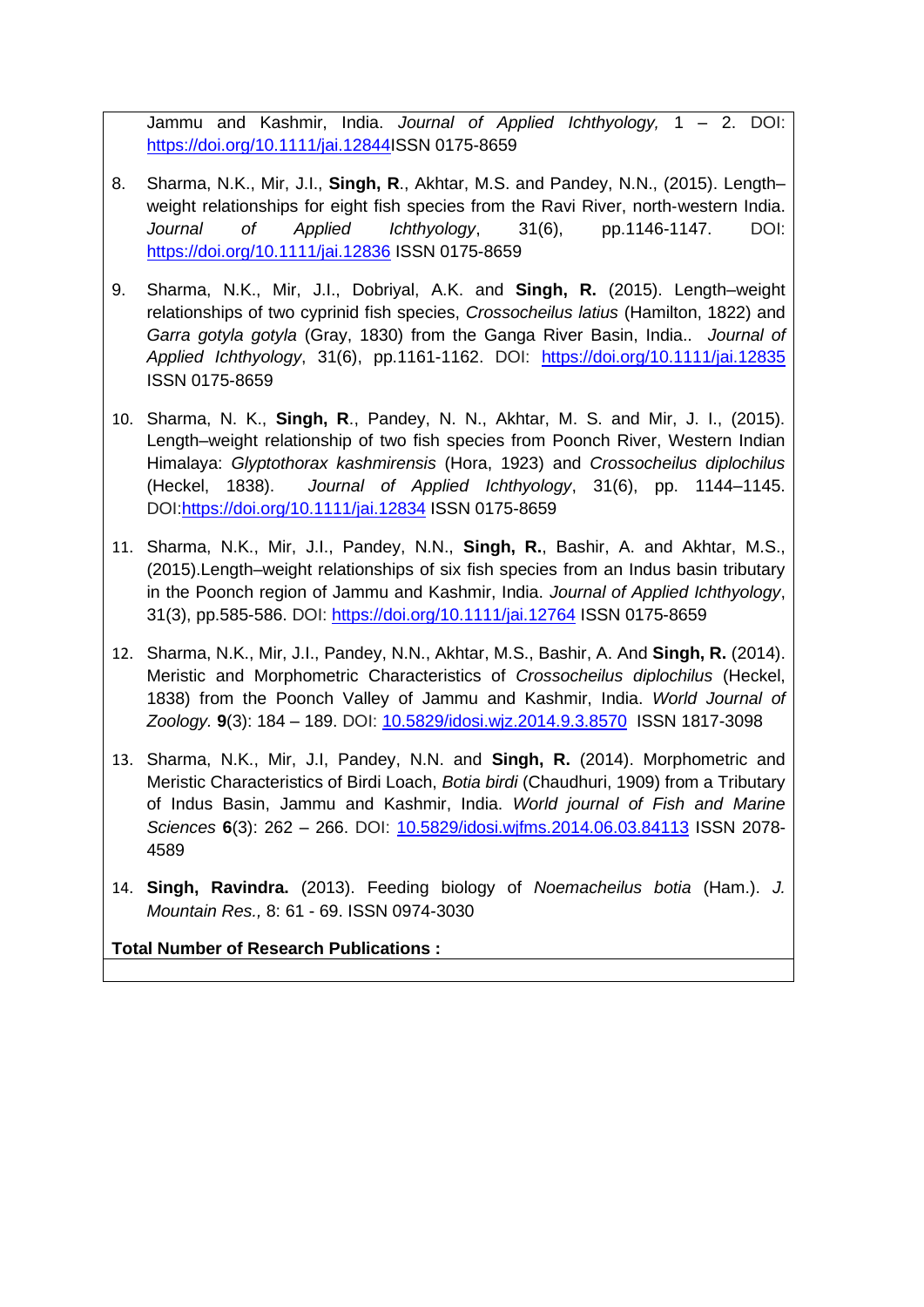Jammu and Kashmir, India. *Journal of Applied Ichthyology,* 1 – 2. DOI: https://doi.org/10.1111/jai.12844ISSN 0175-8659

8. Sharma, N.K., Mir, J.I., **Singh, R**., Akhtar, M.S. and Pandey, N.N., (2015). Length–weight relationships for eight fish species from the Ravi River, north-western India. *Journal of Applied Ichthyology*, 31(6), pp.1146-1147. DOI: https://doi.org/10.1111/jai.12836 ISSN 0175-8659

9. Sharma, N.K., Mir, J.I., Dobriyal, A.K. and **Singh, R.** (2015). Length–weight relationships of two cyprinid fish species, *Crossocheilus latius* (Hamilton, 1822) and *Garra gotyla gotyla* (Gray, 1830) from the Ganga River Basin, India.. *Journal of Applied Ichthyology*, 31(6), pp.1161-1162. DOI: https://doi.org/10.1111/jai.12835 ISSN 0175-8659

10. Sharma, N. K., **Singh, R**., Pandey, N. N., Akhtar, M. S. and Mir, J. I., (2015). Length–weight relationship of two fish species from Poonch River, Western Indian Himalaya: *Glyptothorax kashmirensis* (Hora, 1923) and *Crossocheilus diplochilus* (Heckel, 1838). *Journal of Applied Ichthyology*, 31(6), pp. 1144–1145. DOI:https://doi.org/10.1111/jai.12834 ISSN 0175-8659

11. Sharma, N.K., Mir, J.I., Pandey, N.N., **Singh, R.**, Bashir, A. and Akhtar, M.S., (2015).Length–weight relationships of six fish species from an Indus basin tributary in the Poonch region of Jammu and Kashmir, India. *Journal of Applied Ichthyology*, 31(3), pp.585-586. DOI: https://doi.org/10.1111/jai.12764 ISSN 0175-8659

12. Sharma, N.K., Mir, J.I., Pandey, N.N., Akhtar, M.S., Bashir, A. And **Singh, R.** (2014). Meristic and Morphometric Characteristics of *Crossocheilus diplochilus* (Heckel, 1838) from the Poonch Valley of Jammu and Kashmir, India. *World Journal of Zoology.* **9**(3): 184 – 189. DOI: 10.5829/idosi.wjz.2014.9.3.8570 ISSN 1817-3098

13. Sharma, N.K., Mir, J.I, Pandey, N.N. and **Singh, R.** (2014). Morphometric and Meristic Characteristics of Birdi Loach, *Botia birdi* (Chaudhuri, 1909) from a Tributary of Indus Basin, Jammu and Kashmir, India. *World journal of Fish and Marine Sciences* **6**(3): 262 – 266. DOI: 10.5829/idosi.wjfms.2014.06.03.84113 ISSN 2078-4589

14. **Singh, Ravindra.** (2013). Feeding biology of *Noemacheilus botia* (Ham.). *J. Mountain Res.,* 8: 61 - 69. ISSN 0974-3030

**Total Number of Research Publications :**